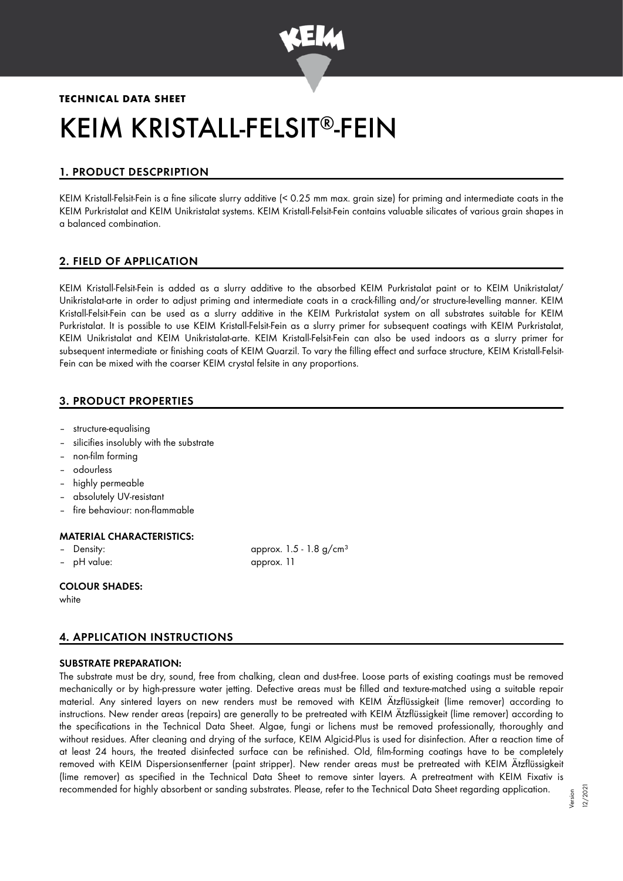**TECHNICAL DATA SHEET**

# KEIM KRISTALL-FELSIT®-FEIN

## 1. PRODUCT DESCPRIPTION

KEIM Kristall-Felsit-Fein is a fine silicate slurry additive (< 0.25 mm max. grain size) for priming and intermediate coats in the KEIM Purkristalat and KEIM Unikristalat systems. KEIM Kristall-Felsit-Fein contains valuable silicates of various grain shapes in a balanced combination.

## 2. FIELD OF APPLICATION

KEIM Kristall-Felsit-Fein is added as a slurry additive to the absorbed KEIM Purkristalat paint or to KEIM Unikristalat/ Unikristalat-arte in order to adjust priming and intermediate coats in a crack-filling and/or structure-levelling manner. KEIM Kristall-Felsit-Fein can be used as a slurry additive in the KEIM Purkristalat system on all substrates suitable for KEIM Purkristalat. It is possible to use KEIM Kristall-Felsit-Fein as a slurry primer for subsequent coatings with KEIM Purkristalat, KEIM Unikristalat and KEIM Unikristalat-arte. KEIM Kristall-Felsit-Fein can also be used indoors as a slurry primer for subsequent intermediate or finishing coats of KEIM Quarzil. To vary the filling effect and surface structure, KEIM Kristall-Felsit-Fein can be mixed with the coarser KEIM crystal felsite in any proportions.

## 3. PRODUCT PROPERTIES

- structure-equalising
- silicifies insolubly with the substrate
- non-film forming
- odourless
- highly permeable
- absolutely UV-resistant
- fire behaviour: non-flammable

### MATERIAL CHARACTERISTICS:

- Density: approx. 1.5 - 1.8 g/cm³
- pH value: approx. 11

### COLOUR SHADES:

white

## 4. APPLICATION INSTRUCTIONS

### SUBSTRATE PREPARATION:

The substrate must be dry, sound, free from chalking, clean and dust-free. Loose parts of existing coatings must be removed mechanically or by high-pressure water jetting. Defective areas must be filled and texture-matched using a suitable repair material. Any sintered layers on new renders must be removed with KEIM Ätzflüssigkeit (lime remover) according to instructions. New render areas (repairs) are generally to be pretreated with KEIM Ätzflüssigkeit (lime remover) according to the specifications in the Technical Data Sheet. Algae, fungi or lichens must be removed professionally, thoroughly and without residues. After cleaning and drying of the surface, KEIM Algicid-Plus is used for disinfection. After a reaction time of at least 24 hours, the treated disinfected surface can be refinished. Old, film-forming coatings have to be completely removed with KEIM Dispersionsentferner (paint stripper). New render areas must be pretreated with KEIM Ätzflüssigkeit (lime remover) as specified in the Technical Data Sheet to remove sinter layers. A pretreatment with KEIM Fixativ is recommended for highly absorbent or sanding substrates. Please, refer to the Technical Data Sheet regarding application.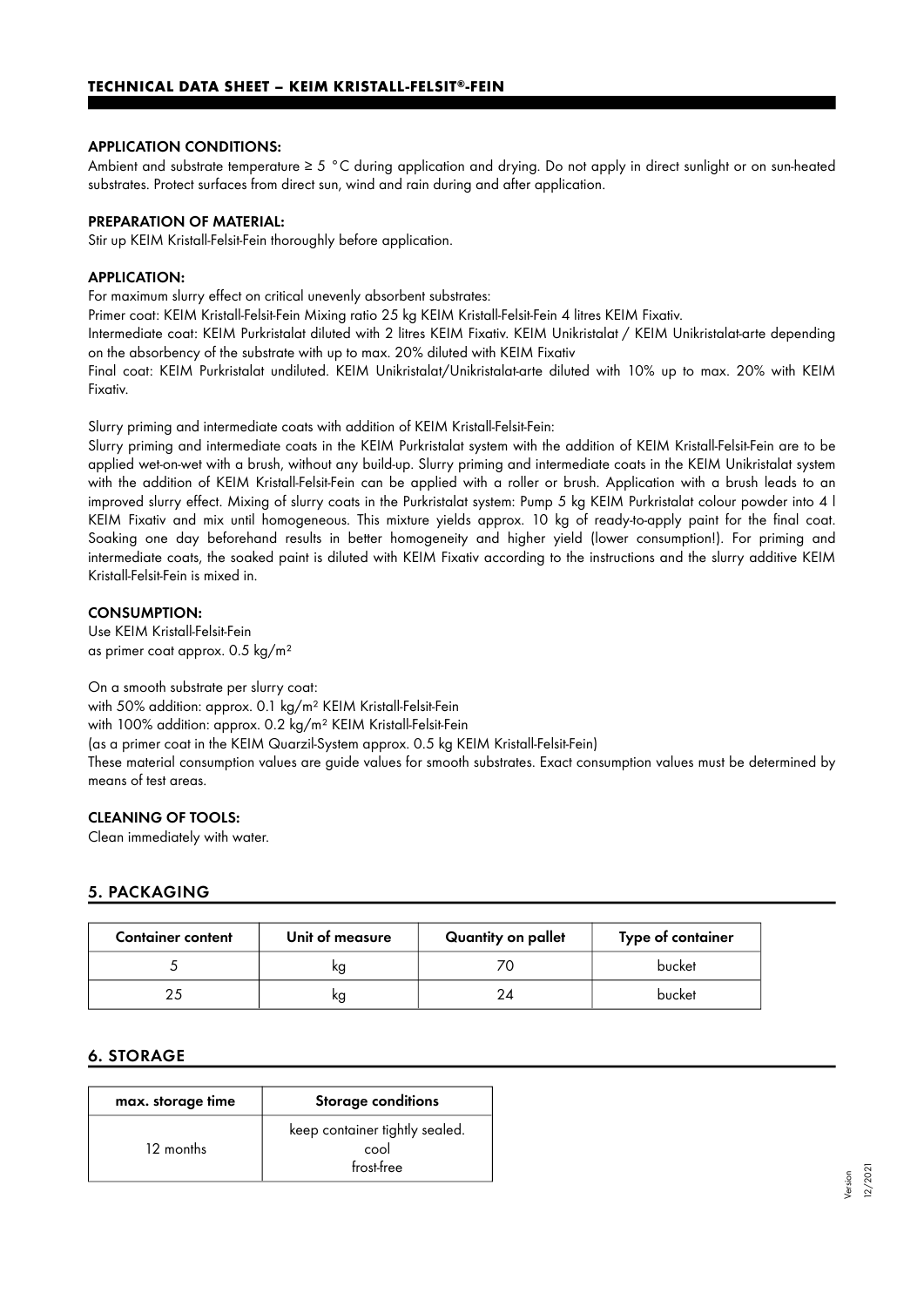#### APPLICATION CONDITIONS:

Ambient and substrate temperature ≥ 5 °C during application and drying. Do not apply in direct sunlight or on sun-heated substrates. Protect surfaces from direct sun, wind and rain during and after application.

#### PREPARATION OF MATERIAL:

Stir up KEIM Kristall-Felsit-Fein thoroughly before application.

#### APPLICATION:

For maximum slurry effect on critical unevenly absorbent substrates:

Primer coat: KEIM Kristall-Felsit-Fein Mixing ratio 25 kg KEIM Kristall-Felsit-Fein 4 litres KEIM Fixativ.

Intermediate coat: KEIM Purkristalat diluted with 2 litres KEIM Fixativ. KEIM Unikristalat / KEIM Unikristalat-arte depending on the absorbency of the substrate with up to max. 20% diluted with KEIM Fixativ

Final coat: KEIM Purkristalat undiluted. KEIM Unikristalat/Unikristalat-arte diluted with 10% up to max. 20% with KEIM Fixativ.

Slurry priming and intermediate coats with addition of KEIM Kristall-Felsit-Fein:

Slurry priming and intermediate coats in the KEIM Purkristalat system with the addition of KEIM Kristall-Felsit-Fein are to be applied wet-on-wet with a brush, without any build-up. Slurry priming and intermediate coats in the KEIM Unikristalat system with the addition of KEIM Kristall-Felsit-Fein can be applied with a roller or brush. Application with a brush leads to an improved slurry effect. Mixing of slurry coats in the Purkristalat system: Pump 5 kg KEIM Purkristalat colour powder into 4 l KEIM Fixativ and mix until homogeneous. This mixture yields approx. 10 kg of ready-to-apply paint for the final coat. Soaking one day beforehand results in better homogeneity and higher yield (lower consumption!). For priming and intermediate coats, the soaked paint is diluted with KEIM Fixativ according to the instructions and the slurry additive KEIM Kristall-Felsit-Fein is mixed in.

#### CONSUMPTION:

Use KEIM Kristall-Felsit-Fein
as primer coat approx. 0.5 kg/m²

On a smooth substrate per slurry coat:
with 50% addition: approx. 0.1 kg/m² KEIM Kristall-Felsit-Fein
with 100% addition: approx. 0.2 kg/m² KEIM Kristall-Felsit-Fein
(as a primer coat in the KEIM Quarzil-System approx. 0.5 kg KEIM Kristall-Felsit-Fein)
These material consumption values are guide values for smooth substrates. Exact consumption values must be determined by means of test areas.

#### CLEANING OF TOOLS:

Clean immediately with water.

## 5. PACKAGING

| Container content | Unit of measure | Quantity on pallet | Type of container |
|---|---|---|---|
| 5 | kg | 70 | bucket |
| 25 | kg | 24 | bucket |

## 6. STORAGE

| max. storage time | Storage conditions |
|---|---|
| 12 months | keep container tightly sealed.<br>cool<br>frost-free |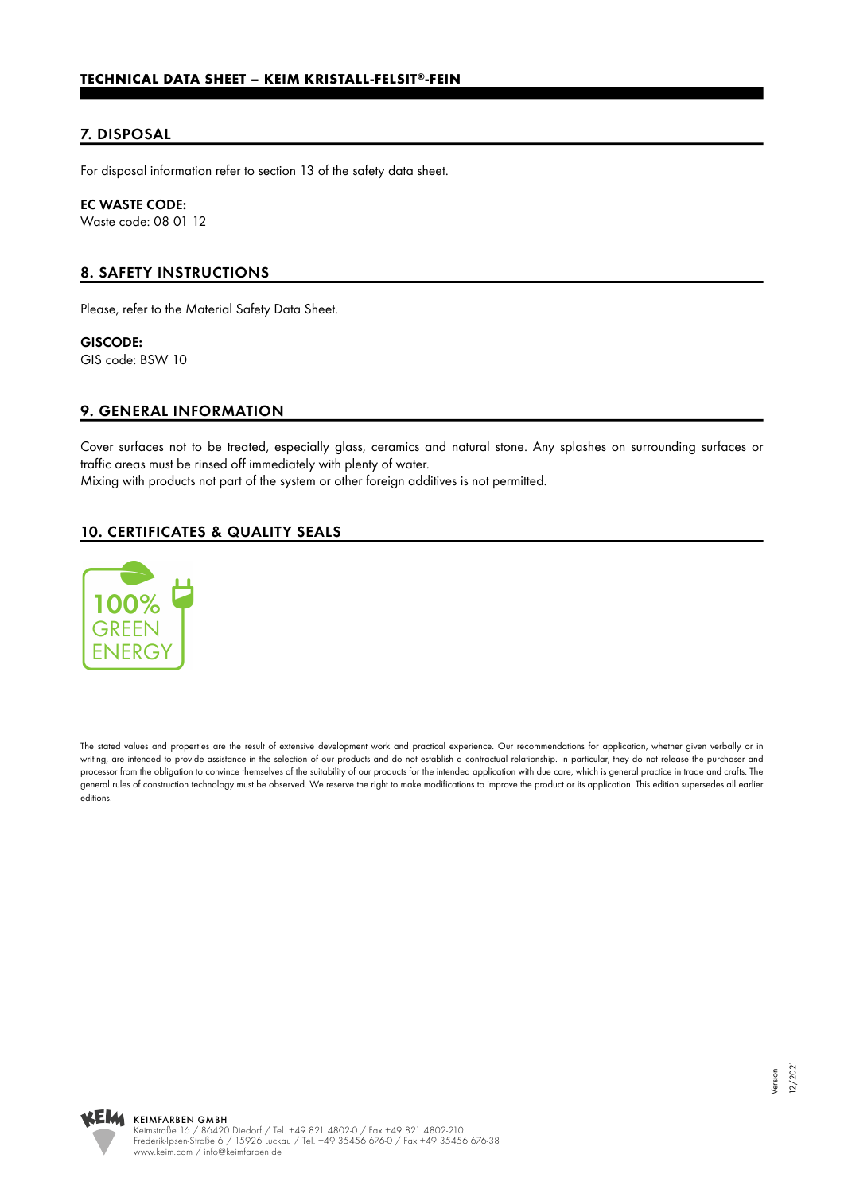## 7. DISPOSAL

For disposal information refer to section 13 of the safety data sheet.

**EC WASTE CODE:**
Waste code: 08 01 12

## 8. SAFETY INSTRUCTIONS

Please, refer to the Material Safety Data Sheet.

**GISCODE:**
GIS code: BSW 10

## 9. GENERAL INFORMATION

Cover surfaces not to be treated, especially glass, ceramics and natural stone. Any splashes on surrounding surfaces or traffic areas must be rinsed off immediately with plenty of water.
Mixing with products not part of the system or other foreign additives is not permitted.

## 10. CERTIFICATES & QUALITY SEALS

100% GREEN ENERGY

The stated values and properties are the result of extensive development work and practical experience. Our recommendations for application, whether given verbally or in writing, are intended to provide assistance in the selection of our products and do not establish a contractual relationship. In particular, they do not release the purchaser and processor from the obligation to convince themselves of the suitability of our products for the intended application with due care, which is general practice in trade and crafts. The general rules of construction technology must be observed. We reserve the right to make modifications to improve the product or its application. This edition supersedes all earlier editions.

KEIMFARBEN GMBH
Keimstraße 16 / 86420 Diedorf / Tel. +49 821 4802-0 / Fax +49 821 4802-210
Frederik-Ipsen-Straße 6 / 15926 Luckau / Tel. +49 35456 676-0 / Fax +49 35456 676-38
www.keim.com / info@keimfarben.de

Version 12/2021